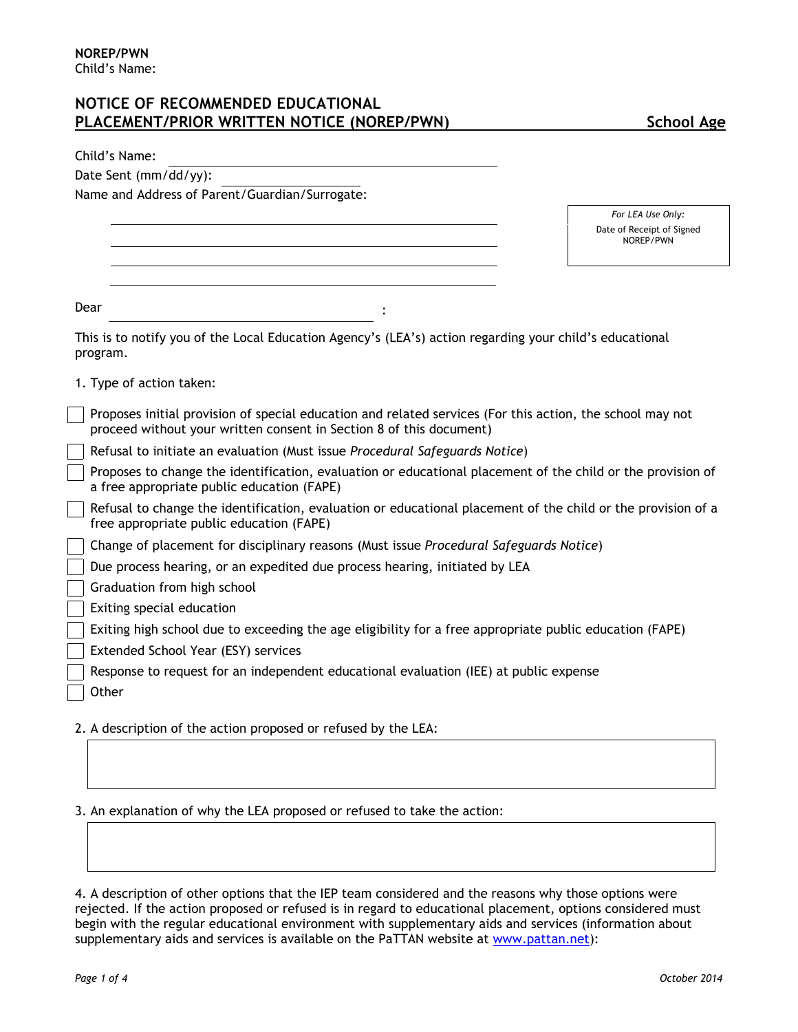# NOTICE OF RECOMMENDED EDUCATIONAL PLACEMENT/PRIOR WRITTEN NOTICE (NOREP/PWN) — School Age

Child's Name: ______________________________

Date Sent (mm/dd/yy): ______________

Name and Address of Parent/Guardian/Surrogate:

______________________________

______________________________

______________________________

______________________________

*For LEA Use Only:*
Date of Receipt of Signed NOREP/PWN

Dear ______________________ :

This is to notify you of the Local Education Agency's (LEA's) action regarding your child's educational program.

1. Type of action taken:

- ☐ Proposes initial provision of special education and related services (For this action, the school may not proceed without your written consent in Section 8 of this document)
- ☐ Refusal to initiate an evaluation (Must issue *Procedural Safeguards Notice*)
- ☐ Proposes to change the identification, evaluation or educational placement of the child or the provision of a free appropriate public education (FAPE)
- ☐ Refusal to change the identification, evaluation or educational placement of the child or the provision of a free appropriate public education (FAPE)
- ☐ Change of placement for disciplinary reasons (Must issue *Procedural Safeguards Notice*)
- ☐ Due process hearing, or an expedited due process hearing, initiated by LEA
- ☐ Graduation from high school
- ☐ Exiting special education
- ☐ Exiting high school due to exceeding the age eligibility for a free appropriate public education (FAPE)
- ☐ Extended School Year (ESY) services
- ☐ Response to request for an independent educational evaluation (IEE) at public expense
- ☐ Other

2. A description of the action proposed or refused by the LEA:

3. An explanation of why the LEA proposed or refused to take the action:

4. A description of other options that the IEP team considered and the reasons why those options were rejected. If the action proposed or refused is in regard to educational placement, options considered must begin with the regular educational environment with supplementary aids and services (information about supplementary aids and services is available on the PaTTAN website at www.pattan.net):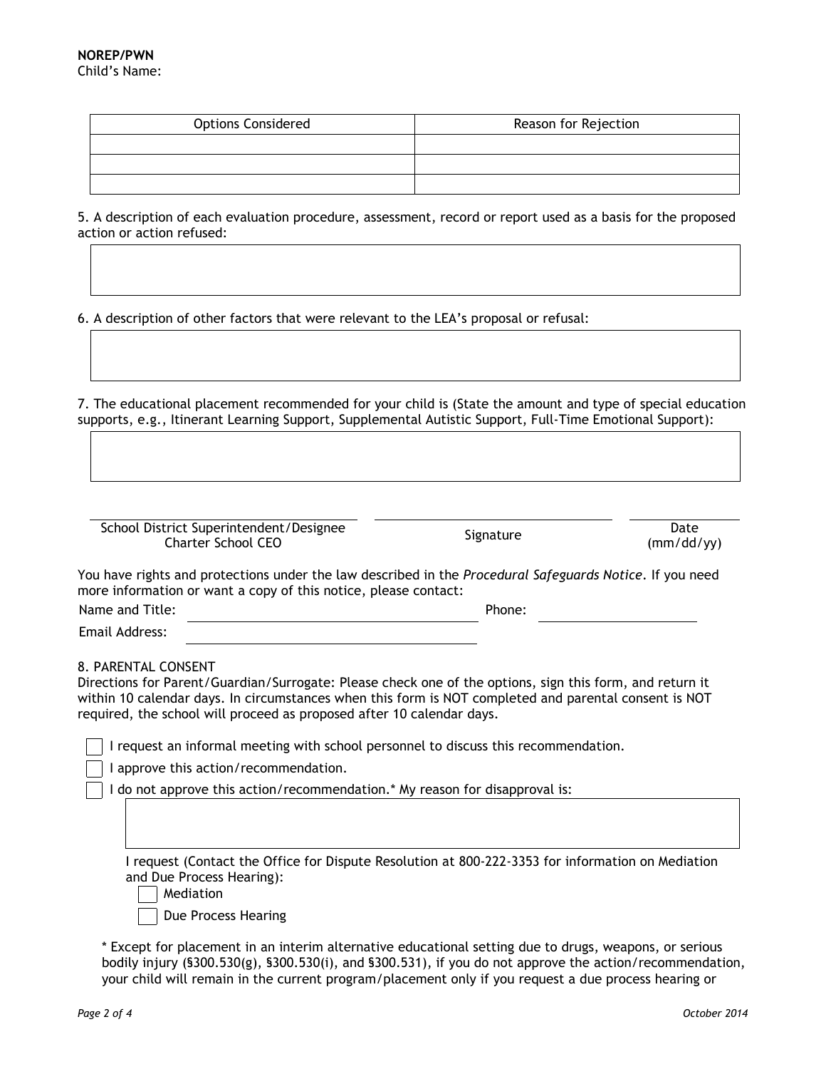**NOREP/PWN**
Child's Name:

| Options Considered | Reason for Rejection |
| --- | --- |
| | |
| | |
| | |

5. A description of each evaluation procedure, assessment, record or report used as a basis for the proposed action or action refused:

6. A description of other factors that were relevant to the LEA's proposal or refusal:

7. The educational placement recommended for your child is (State the amount and type of special education supports, e.g., Itinerant Learning Support, Supplemental Autistic Support, Full-Time Emotional Support):

| School District Superintendent/Designee<br>Charter School CEO | Signature | Date<br>(mm/dd/yy) |
| --- | --- | --- |

You have rights and protections under the law described in the *Procedural Safeguards Notice*. If you need more information or want a copy of this notice, please contact:

Name and Title: ____________________ Phone: ____________

Email Address: ____________________

8. PARENTAL CONSENT

Directions for Parent/Guardian/Surrogate: Please check one of the options, sign this form, and return it within 10 calendar days. In circumstances when this form is NOT completed and parental consent is NOT required, the school will proceed as proposed after 10 calendar days.

- [ ] I request an informal meeting with school personnel to discuss this recommendation.
- [ ] I approve this action/recommendation.
- [ ] I do not approve this action/recommendation.* My reason for disapproval is:

I request (Contact the Office for Dispute Resolution at 800-222-3353 for information on Mediation and Due Process Hearing):

- [ ] Mediation
- [ ] Due Process Hearing

* Except for placement in an interim alternative educational setting due to drugs, weapons, or serious bodily injury (§300.530(g), §300.530(i), and §300.531), if you do not approve the action/recommendation, your child will remain in the current program/placement only if you request a due process hearing or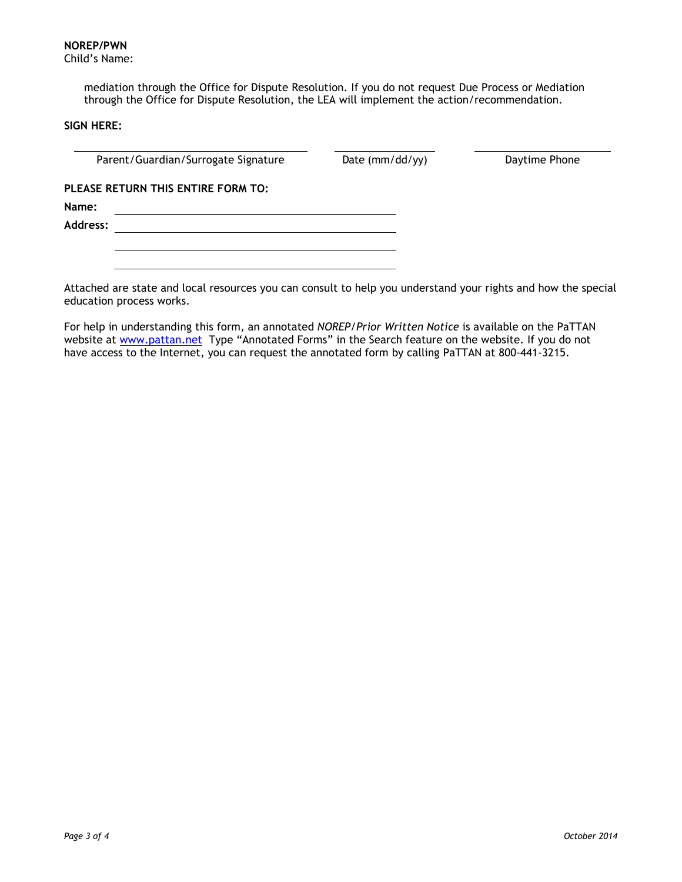**NOREP/PWN**
Child's Name:

mediation through the Office for Dispute Resolution. If you do not request Due Process or Mediation through the Office for Dispute Resolution, the LEA will implement the action/recommendation.

**SIGN HERE:**

| Parent/Guardian/Surrogate Signature | Date (mm/dd/yy) | Daytime Phone |
|---|---|---|

**PLEASE RETURN THIS ENTIRE FORM TO:**

**Name:** ______________________________

**Address:** ______________________________

______________________________

______________________________

Attached are state and local resources you can consult to help you understand your rights and how the special education process works.

For help in understanding this form, an annotated *NOREP/Prior Written Notice* is available on the PaTTAN website at www.pattan.net Type "Annotated Forms" in the Search feature on the website. If you do not have access to the Internet, you can request the annotated form by calling PaTTAN at 800-441-3215.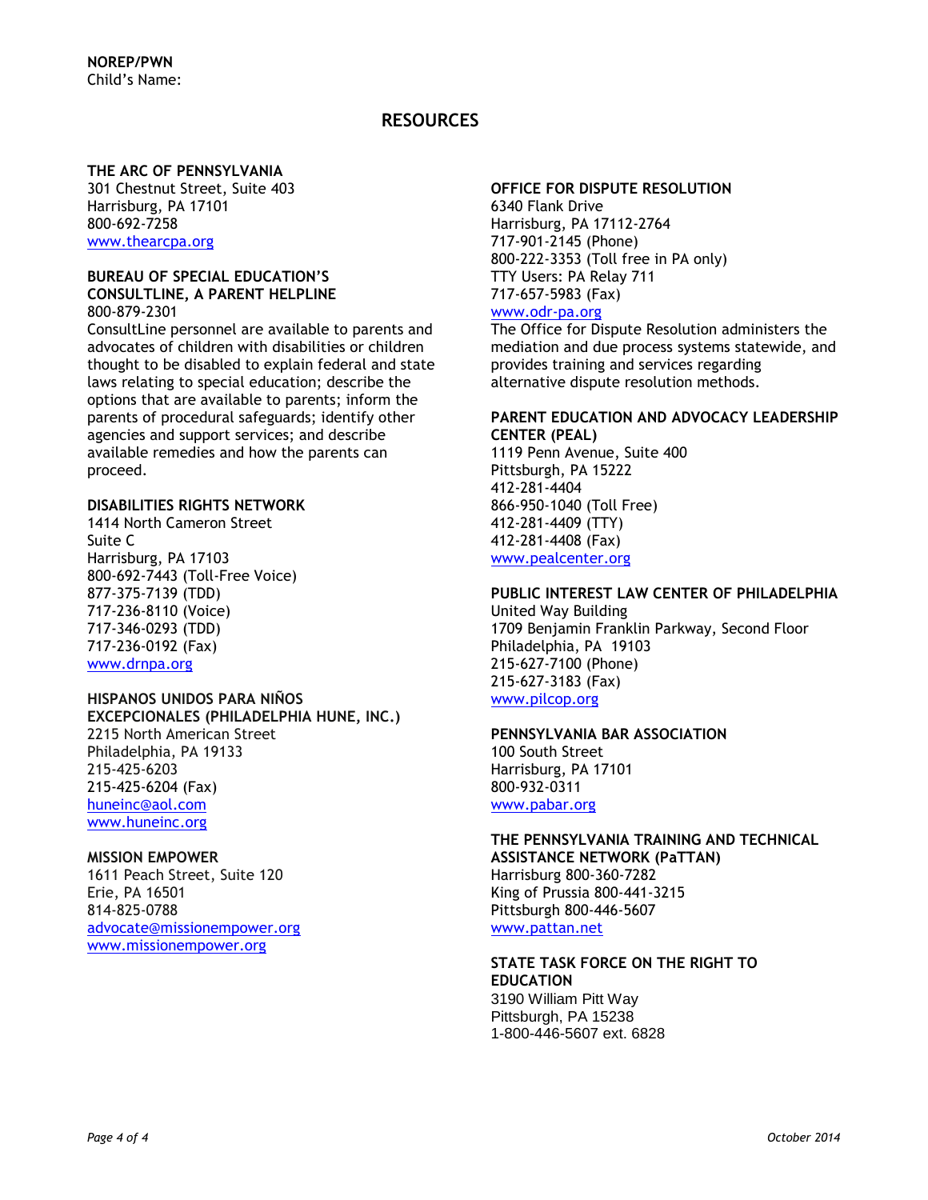**NOREP/PWN**
Child's Name:

## RESOURCES

**THE ARC OF PENNSYLVANIA**
301 Chestnut Street, Suite 403
Harrisburg, PA 17101
800-692-7258
www.thearcpa.org

**BUREAU OF SPECIAL EDUCATION'S CONSULTLINE, A PARENT HELPLINE**
800-879-2301
ConsultLine personnel are available to parents and advocates of children with disabilities or children thought to be disabled to explain federal and state laws relating to special education; describe the options that are available to parents; inform the parents of procedural safeguards; identify other agencies and support services; and describe available remedies and how the parents can proceed.

**DISABILITIES RIGHTS NETWORK**
1414 North Cameron Street
Suite C
Harrisburg, PA 17103
800-692-7443 (Toll-Free Voice)
877-375-7139 (TDD)
717-236-8110 (Voice)
717-346-0293 (TDD)
717-236-0192 (Fax)
www.drnpa.org

**HISPANOS UNIDOS PARA NIÑOS EXCEPCIONALES (PHILADELPHIA HUNE, INC.)**
2215 North American Street
Philadelphia, PA 19133
215-425-6203
215-425-6204 (Fax)
huneinc@aol.com
www.huneinc.org

**MISSION EMPOWER**
1611 Peach Street, Suite 120
Erie, PA 16501
814-825-0788
advocate@missionempower.org
www.missionempower.org

**OFFICE FOR DISPUTE RESOLUTION**
6340 Flank Drive
Harrisburg, PA 17112-2764
717-901-2145 (Phone)
800-222-3353 (Toll free in PA only)
TTY Users: PA Relay 711
717-657-5983 (Fax)
www.odr-pa.org
The Office for Dispute Resolution administers the mediation and due process systems statewide, and provides training and services regarding alternative dispute resolution methods.

**PARENT EDUCATION AND ADVOCACY LEADERSHIP CENTER (PEAL)**
1119 Penn Avenue, Suite 400
Pittsburgh, PA 15222
412-281-4404
866-950-1040 (Toll Free)
412-281-4409 (TTY)
412-281-4408 (Fax)
www.pealcenter.org

**PUBLIC INTEREST LAW CENTER OF PHILADELPHIA**
United Way Building
1709 Benjamin Franklin Parkway, Second Floor
Philadelphia, PA 19103
215-627-7100 (Phone)
215-627-3183 (Fax)
www.pilcop.org

**PENNSYLVANIA BAR ASSOCIATION**
100 South Street
Harrisburg, PA 17101
800-932-0311
www.pabar.org

**THE PENNSYLVANIA TRAINING AND TECHNICAL ASSISTANCE NETWORK (PaTTAN)**
Harrisburg 800-360-7282
King of Prussia 800-441-3215
Pittsburgh 800-446-5607
www.pattan.net

**STATE TASK FORCE ON THE RIGHT TO EDUCATION**
3190 William Pitt Way
Pittsburgh, PA 15238
1-800-446-5607 ext. 6828